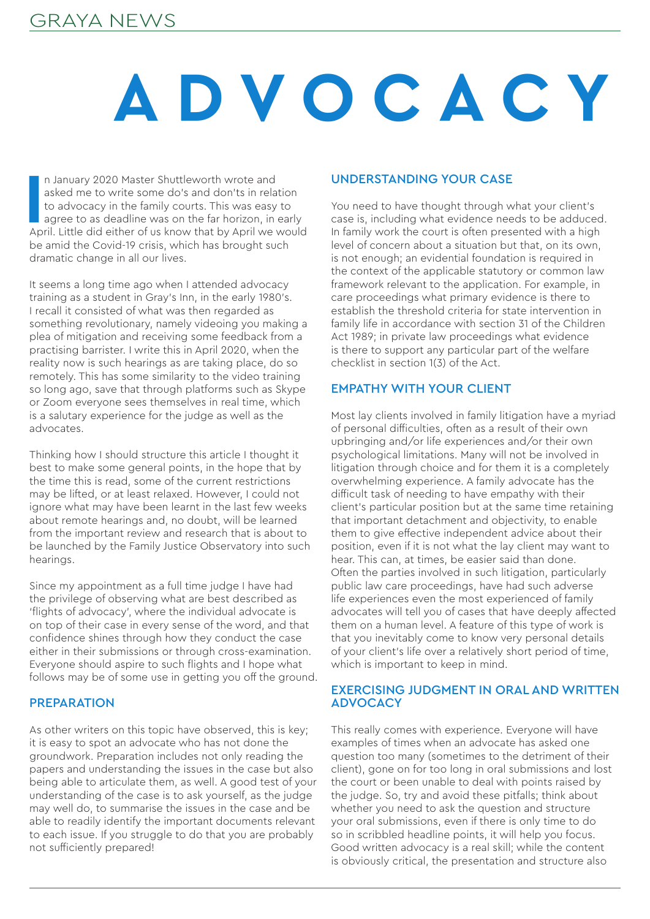# ADVOCACY

In January 2020 Master Shuttleworth wrote and asked me to write some do's and don'ts in relation to advocacy in the family courts. This was easy to agree to as deadline was on the far horizon, in early April. Little did either of us know that by April we would be amid the Covid-19 crisis, which has brought such dramatic change in all our lives.

It seems a long time ago when I attended advocacy training as a student in Gray's Inn, in the early 1980's. I recall it consisted of what was then regarded as something revolutionary, namely videoing you making a plea of mitigation and receiving some feedback from a practising barrister. I write this in April 2020, when the reality now is such hearings as are taking place, do so remotely. This has some similarity to the video training so long ago, save that through platforms such as Skype or Zoom everyone sees themselves in real time, which is a salutary experience for the judge as well as the advocates.

Thinking how I should structure this article I thought it best to make some general points, in the hope that by the time this is read, some of the current restrictions may be lifted, or at least relaxed. However, I could not ignore what may have been learnt in the last few weeks about remote hearings and, no doubt, will be learned from the important review and research that is about to be launched by the Family Justice Observatory into such hearings.

Since my appointment as a full time judge I have had the privilege of observing what are best described as 'flights of advocacy', where the individual advocate is on top of their case in every sense of the word, and that confidence shines through how they conduct the case either in their submissions or through cross-examination. Everyone should aspire to such flights and I hope what follows may be of some use in getting you off the ground.

## PREPARATION

As other writers on this topic have observed, this is key; it is easy to spot an advocate who has not done the groundwork. Preparation includes not only reading the papers and understanding the issues in the case but also being able to articulate them, as well. A good test of your understanding of the case is to ask yourself, as the judge may well do, to summarise the issues in the case and be able to readily identify the important documents relevant to each issue. If you struggle to do that you are probably not sufficiently prepared!

## UNDERSTANDING YOUR CASE

You need to have thought through what your client's case is, including what evidence needs to be adduced. In family work the court is often presented with a high level of concern about a situation but that, on its own, is not enough; an evidential foundation is required in the context of the applicable statutory or common law framework relevant to the application. For example, in care proceedings what primary evidence is there to establish the threshold criteria for state intervention in family life in accordance with section 31 of the Children Act 1989; in private law proceedings what evidence is there to support any particular part of the welfare checklist in section 1(3) of the Act.

## EMPATHY WITH YOUR CLIENT

Most lay clients involved in family litigation have a myriad of personal difficulties, often as a result of their own upbringing and/or life experiences and/or their own psychological limitations. Many will not be involved in litigation through choice and for them it is a completely overwhelming experience. A family advocate has the difficult task of needing to have empathy with their client's particular position but at the same time retaining that important detachment and objectivity, to enable them to give effective independent advice about their position, even if it is not what the lay client may want to hear. This can, at times, be easier said than done. Often the parties involved in such litigation, particularly public law care proceedings, have had such adverse life experiences even the most experienced of family advocates will tell you of cases that have deeply affected them on a human level. A feature of this type of work is that you inevitably come to know very personal details of your client's life over a relatively short period of time, which is important to keep in mind.

## EXERCISING JUDGMENT IN ORAL AND WRITTEN ADVOCACY

This really comes with experience. Everyone will have examples of times when an advocate has asked one question too many (sometimes to the detriment of their client), gone on for too long in oral submissions and lost the court or been unable to deal with points raised by the judge. So, try and avoid these pitfalls; think about whether you need to ask the question and structure your oral submissions, even if there is only time to do so in scribbled headline points, it will help you focus. Good written advocacy is a real skill; while the content is obviously critical, the presentation and structure also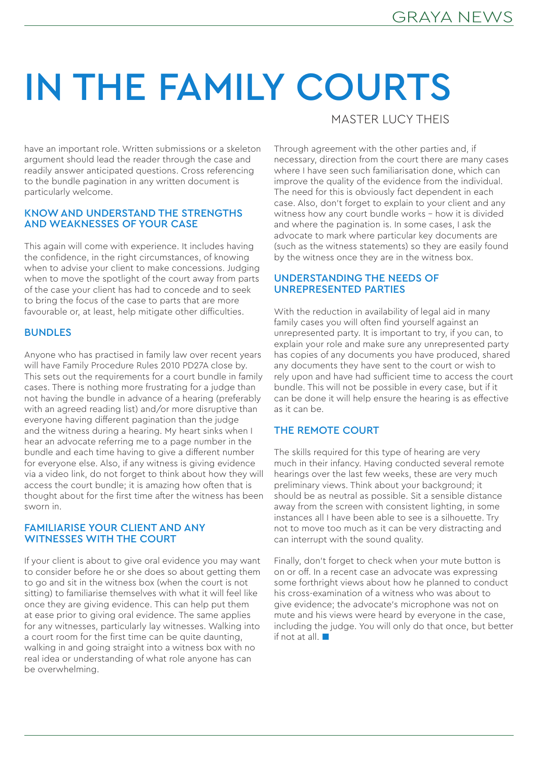# IN THE FAMILY COURTS

MASTER LUCY THEIS

have an important role. Written submissions or a skeleton argument should lead the reader through the case and readily answer anticipated questions. Cross referencing to the bundle pagination in any written document is particularly welcome.

### KNOW AND UNDERSTAND THE STRENGTHS AND WEAKNESSES OF YOUR CASE

This again will come with experience. It includes having the confidence, in the right circumstances, of knowing when to advise your client to make concessions. Judging when to move the spotlight of the court away from parts of the case your client has had to concede and to seek to bring the focus of the case to parts that are more favourable or, at least, help mitigate other difficulties.

### BUNDLES

Anyone who has practised in family law over recent years will have Family Procedure Rules 2010 PD27A close by. This sets out the requirements for a court bundle in family cases. There is nothing more frustrating for a judge than not having the bundle in advance of a hearing (preferably with an agreed reading list) and/or more disruptive than everyone having different pagination than the judge and the witness during a hearing. My heart sinks when I hear an advocate referring me to a page number in the bundle and each time having to give a different number for everyone else. Also, if any witness is giving evidence via a video link, do not forget to think about how they will access the court bundle; it is amazing how often that is thought about for the first time after the witness has been sworn in.

### FAMILIARISE YOUR CLIENT AND ANY WITNESSES WITH THE COURT

If your client is about to give oral evidence you may want to consider before he or she does so about getting them to go and sit in the witness box (when the court is not sitting) to familiarise themselves with what it will feel like once they are giving evidence. This can help put them at ease prior to giving oral evidence. The same applies for any witnesses, particularly lay witnesses. Walking into a court room for the first time can be quite daunting, walking in and going straight into a witness box with no real idea or understanding of what role anyone has can be overwhelming.

Through agreement with the other parties and, if necessary, direction from the court there are many cases where I have seen such familiarisation done, which can improve the quality of the evidence from the individual. The need for this is obviously fact dependent in each case. Also, don't forget to explain to your client and any witness how any court bundle works – how it is divided and where the pagination is. In some cases, I ask the advocate to mark where particular key documents are (such as the witness statements) so they are easily found by the witness once they are in the witness box.

### UNDERSTANDING THE NEEDS OF UNREPRESENTED PARTIES

With the reduction in availability of legal aid in many family cases you will often find yourself against an unrepresented party. It is important to try, if you can, to explain your role and make sure any unrepresented party has copies of any documents you have produced, shared any documents they have sent to the court or wish to rely upon and have had sufficient time to access the court bundle. This will not be possible in every case, but if it can be done it will help ensure the hearing is as effective as it can be.

### THE REMOTE COURT

The skills required for this type of hearing are very much in their infancy. Having conducted several remote hearings over the last few weeks, these are very much preliminary views. Think about your background; it should be as neutral as possible. Sit a sensible distance away from the screen with consistent lighting, in some instances all I have been able to see is a silhouette. Try not to move too much as it can be very distracting and can interrupt with the sound quality.

Finally, don't forget to check when your mute button is on or off. In a recent case an advocate was expressing some forthright views about how he planned to conduct his cross-examination of a witness who was about to give evidence; the advocate's microphone was not on mute and his views were heard by everyone in the case, including the judge. You will only do that once, but better if not at all. ■